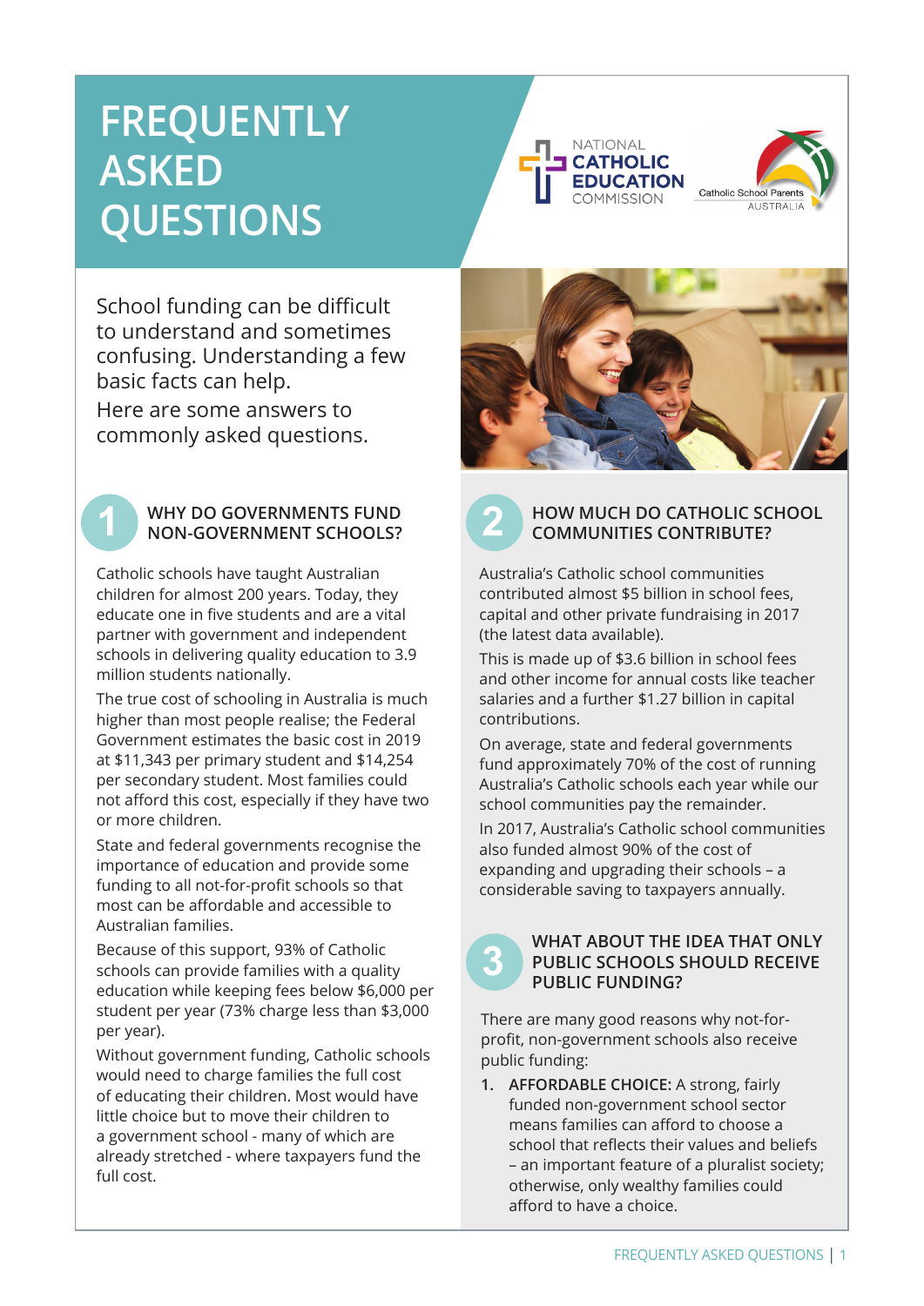# FREQUENTLY ASKED QUESTIONS

NATIONAL CATHOLIC EDUCATION COMMISSION

Catholic School Parents AUSTRALIA

School funding can be difficult to understand and sometimes confusing. Understanding a few basic facts can help.

Here are some answers to commonly asked questions.

## 1 WHY DO GOVERNMENTS FUND NON-GOVERNMENT SCHOOLS?

Catholic schools have taught Australian children for almost 200 years. Today, they educate one in five students and are a vital partner with government and independent schools in delivering quality education to 3.9 million students nationally.

The true cost of schooling in Australia is much higher than most people realise; the Federal Government estimates the basic cost in 2019 at $11,343 per primary student and $14,254 per secondary student. Most families could not afford this cost, especially if they have two or more children.

State and federal governments recognise the importance of education and provide some funding to all not-for-profit schools so that most can be affordable and accessible to Australian families.

Because of this support, 93% of Catholic schools can provide families with a quality education while keeping fees below $6,000 per student per year (73% charge less than $3,000 per year).

Without government funding, Catholic schools would need to charge families the full cost of educating their children. Most would have little choice but to move their children to a government school - many of which are already stretched - where taxpayers fund the full cost.

## 2 HOW MUCH DO CATHOLIC SCHOOL COMMUNITIES CONTRIBUTE?

Australia's Catholic school communities contributed almost $5 billion in school fees, capital and other private fundraising in 2017 (the latest data available).

This is made up of $3.6 billion in school fees and other income for annual costs like teacher salaries and a further $1.27 billion in capital contributions.

On average, state and federal governments fund approximately 70% of the cost of running Australia's Catholic schools each year while our school communities pay the remainder.

In 2017, Australia's Catholic school communities also funded almost 90% of the cost of expanding and upgrading their schools – a considerable saving to taxpayers annually.

## 3 WHAT ABOUT THE IDEA THAT ONLY PUBLIC SCHOOLS SHOULD RECEIVE PUBLIC FUNDING?

There are many good reasons why not-for-profit, non-government schools also receive public funding:

1. **AFFORDABLE CHOICE:** A strong, fairly funded non-government school sector means families can afford to choose a school that reflects their values and beliefs – an important feature of a pluralist society; otherwise, only wealthy families could afford to have a choice.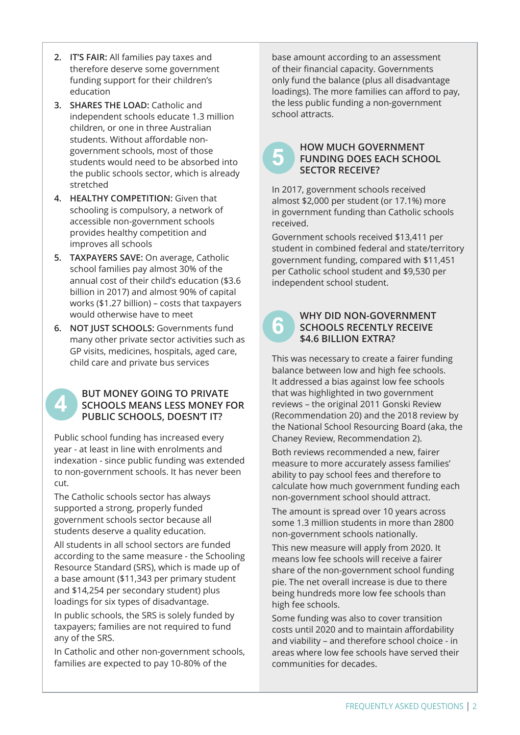2. **IT'S FAIR:** All families pay taxes and therefore deserve some government funding support for their children's education
3. **SHARES THE LOAD:** Catholic and independent schools educate 1.3 million children, or one in three Australian students. Without affordable non-government schools, most of those students would need to be absorbed into the public schools sector, which is already stretched
4. **HEALTHY COMPETITION:** Given that schooling is compulsory, a network of accessible non-government schools provides healthy competition and improves all schools
5. **TAXPAYERS SAVE:** On average, Catholic school families pay almost 30% of the annual cost of their child's education ($3.6 billion in 2017) and almost 90% of capital works ($1.27 billion) – costs that taxpayers would otherwise have to meet
6. **NOT JUST SCHOOLS:** Governments fund many other private sector activities such as GP visits, medicines, hospitals, aged care, child care and private bus services

## 4 BUT MONEY GOING TO PRIVATE SCHOOLS MEANS LESS MONEY FOR PUBLIC SCHOOLS, DOESN'T IT?

Public school funding has increased every year - at least in line with enrolments and indexation - since public funding was extended to non-government schools. It has never been cut.

The Catholic schools sector has always supported a strong, properly funded government schools sector because all students deserve a quality education.

All students in all school sectors are funded according to the same measure - the Schooling Resource Standard (SRS), which is made up of a base amount ($11,343 per primary student and $14,254 per secondary student) plus loadings for six types of disadvantage.

In public schools, the SRS is solely funded by taxpayers; families are not required to fund any of the SRS.

In Catholic and other non-government schools, families are expected to pay 10-80% of the base amount according to an assessment of their financial capacity. Governments only fund the balance (plus all disadvantage loadings). The more families can afford to pay, the less public funding a non-government school attracts.

## 5 HOW MUCH GOVERNMENT FUNDING DOES EACH SCHOOL SECTOR RECEIVE?

In 2017, government schools received almost $2,000 per student (or 17.1%) more in government funding than Catholic schools received.

Government schools received $13,411 per student in combined federal and state/territory government funding, compared with $11,451 per Catholic school student and $9,530 per independent school student.

## 6 WHY DID NON-GOVERNMENT SCHOOLS RECENTLY RECEIVE $4.6 BILLION EXTRA?

This was necessary to create a fairer funding balance between low and high fee schools. It addressed a bias against low fee schools that was highlighted in two government reviews – the original 2011 Gonski Review (Recommendation 20) and the 2018 review by the National School Resourcing Board (aka, the Chaney Review, Recommendation 2).

Both reviews recommended a new, fairer measure to more accurately assess families' ability to pay school fees and therefore to calculate how much government funding each non-government school should attract.

The amount is spread over 10 years across some 1.3 million students in more than 2800 non-government schools nationally.

This new measure will apply from 2020. It means low fee schools will receive a fairer share of the non-government school funding pie. The net overall increase is due to there being hundreds more low fee schools than high fee schools.

Some funding was also to cover transition costs until 2020 and to maintain affordability and viability – and therefore school choice - in areas where low fee schools have served their communities for decades.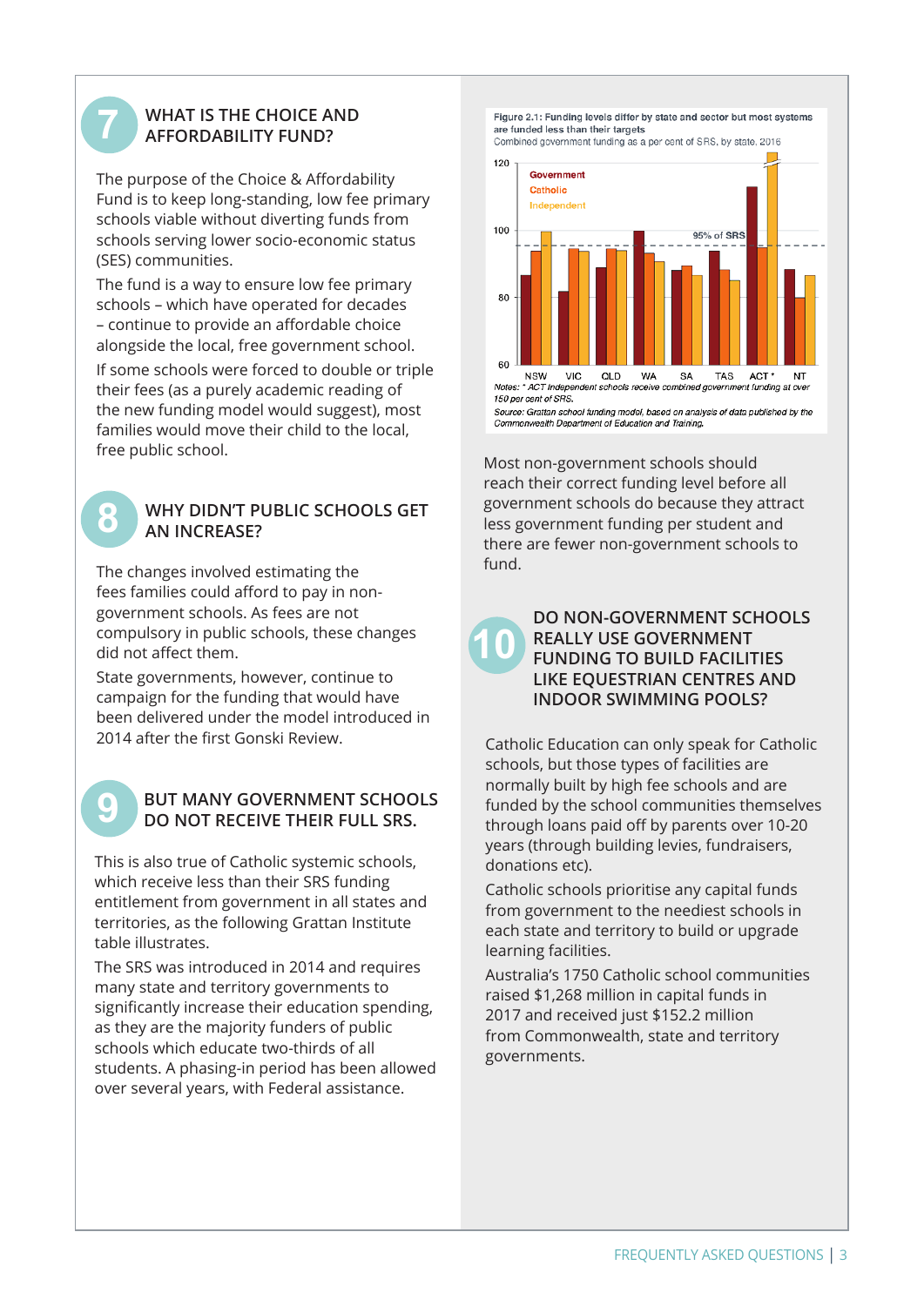## 7 WHAT IS THE CHOICE AND AFFORDABILITY FUND?

The purpose of the Choice & Affordability Fund is to keep long-standing, low fee primary schools viable without diverting funds from schools serving lower socio-economic status (SES) communities.

The fund is a way to ensure low fee primary schools – which have operated for decades – continue to provide an affordable choice alongside the local, free government school.

If some schools were forced to double or triple their fees (as a purely academic reading of the new funding model would suggest), most families would move their child to the local, free public school.

## 8 WHY DIDN'T PUBLIC SCHOOLS GET AN INCREASE?

The changes involved estimating the fees families could afford to pay in non-government schools. As fees are not compulsory in public schools, these changes did not affect them.

State governments, however, continue to campaign for the funding that would have been delivered under the model introduced in 2014 after the first Gonski Review.

## 9 BUT MANY GOVERNMENT SCHOOLS DO NOT RECEIVE THEIR FULL SRS.

This is also true of Catholic systemic schools, which receive less than their SRS funding entitlement from government in all states and territories, as the following Grattan Institute table illustrates.

The SRS was introduced in 2014 and requires many state and territory governments to significantly increase their education spending, as they are the majority funders of public schools which educate two-thirds of all students. A phasing-in period has been allowed over several years, with Federal assistance.

**Figure 2.1: Funding levels differ by state and sector but most systems are funded less than their targets**

Combined government funding as a per cent of SRS, by state, 2016

Government / Catholic / Independent

95% of SRS

NSW, VIC, QLD, WA, SA, TAS, ACT *, NT

*Notes: * ACT Independent schools receive combined government funding at over 150 per cent of SRS.*

*Source: Grattan school funding model, based on analysis of data published by the Commonwealth Department of Education and Training.*

Most non-government schools should reach their correct funding level before all government schools do because they attract less government funding per student and there are fewer non-government schools to fund.

## 10 DO NON-GOVERNMENT SCHOOLS REALLY USE GOVERNMENT FUNDING TO BUILD FACILITIES LIKE EQUESTRIAN CENTRES AND INDOOR SWIMMING POOLS?

Catholic Education can only speak for Catholic schools, but those types of facilities are normally built by high fee schools and are funded by the school communities themselves through loans paid off by parents over 10-20 years (through building levies, fundraisers, donations etc).

Catholic schools prioritise any capital funds from government to the neediest schools in each state and territory to build or upgrade learning facilities.

Australia's 1750 Catholic school communities raised $1,268 million in capital funds in 2017 and received just $152.2 million from Commonwealth, state and territory governments.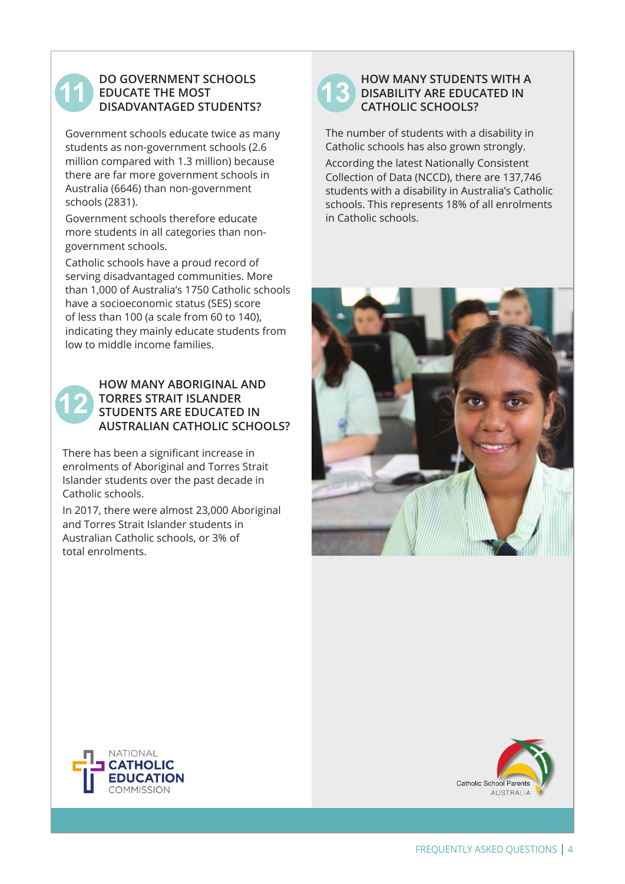## 11 DO GOVERNMENT SCHOOLS EDUCATE THE MOST DISADVANTAGED STUDENTS?

Government schools educate twice as many students as non-government schools (2.6 million compared with 1.3 million) because there are far more government schools in Australia (6646) than non-government schools (2831).

Government schools therefore educate more students in all categories than non-government schools.

Catholic schools have a proud record of serving disadvantaged communities. More than 1,000 of Australia's 1750 Catholic schools have a socioeconomic status (SES) score of less than 100 (a scale from 60 to 140), indicating they mainly educate students from low to middle income families.

## 12 HOW MANY ABORIGINAL AND TORRES STRAIT ISLANDER STUDENTS ARE EDUCATED IN AUSTRALIAN CATHOLIC SCHOOLS?

There has been a significant increase in enrolments of Aboriginal and Torres Strait Islander students over the past decade in Catholic schools.

In 2017, there were almost 23,000 Aboriginal and Torres Strait Islander students in Australian Catholic schools, or 3% of total enrolments.

## 13 HOW MANY STUDENTS WITH A DISABILITY ARE EDUCATED IN CATHOLIC SCHOOLS?

The number of students with a disability in Catholic schools has also grown strongly.

According the latest Nationally Consistent Collection of Data (NCCD), there are 137,746 students with a disability in Australia's Catholic schools. This represents 18% of all enrolments in Catholic schools.

NATIONAL CATHOLIC EDUCATION COMMISSION

Catholic School Parents AUSTRALIA